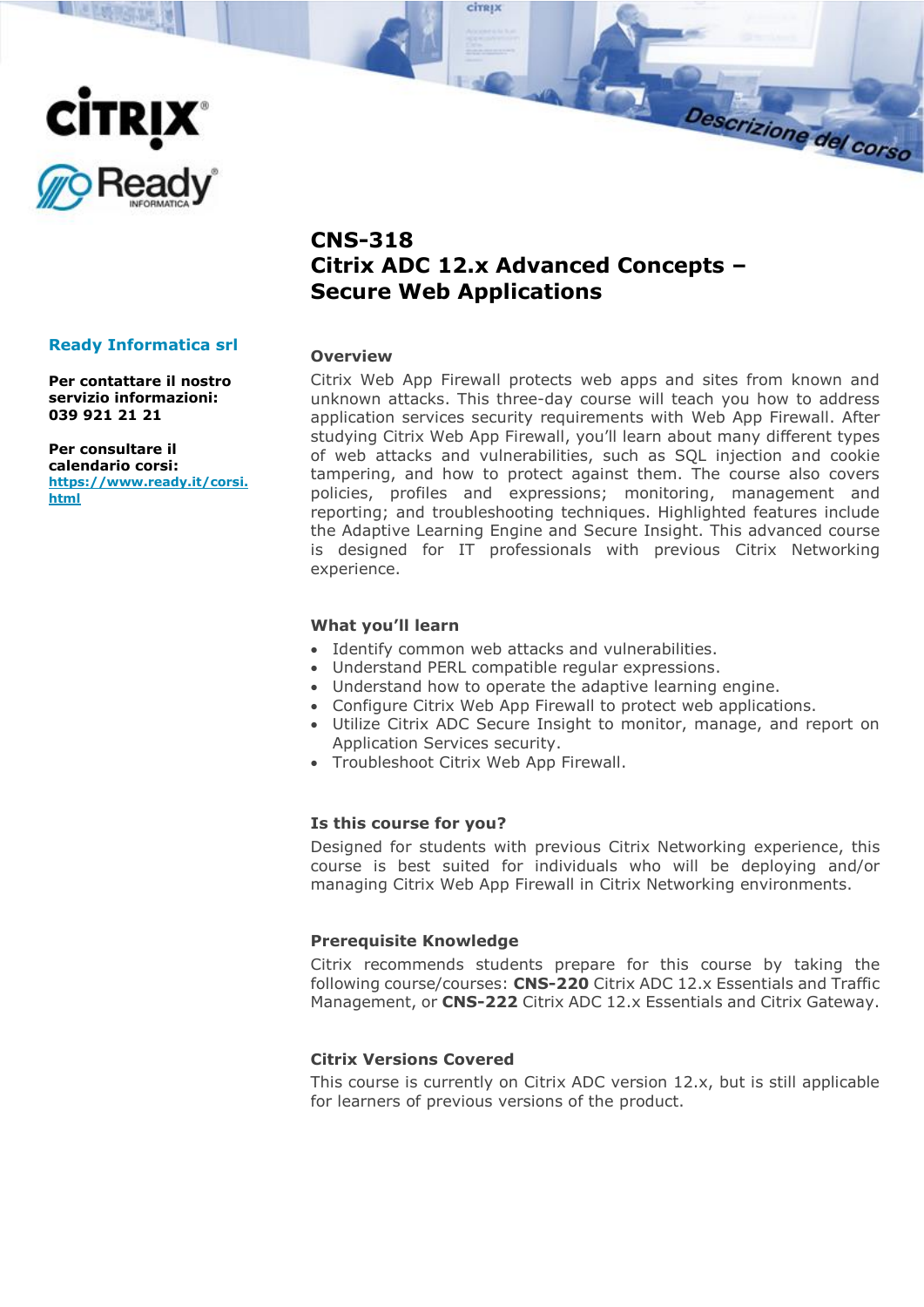# CNS-318
# Citrix ADC 12.x Advanced Concepts – Secure Web Applications

**Ready Informatica srl**

**Per contattare il nostro servizio informazioni: 039 921 21 21**

**Per consultare il calendario corsi:** [https://www.ready.it/corsi.html](https://www.ready.it/corsi.html)

## Overview

Citrix Web App Firewall protects web apps and sites from known and unknown attacks. This three-day course will teach you how to address application services security requirements with Web App Firewall. After studying Citrix Web App Firewall, you'll learn about many different types of web attacks and vulnerabilities, such as SQL injection and cookie tampering, and how to protect against them. The course also covers policies, profiles and expressions; monitoring, management and reporting; and troubleshooting techniques. Highlighted features include the Adaptive Learning Engine and Secure Insight. This advanced course is designed for IT professionals with previous Citrix Networking experience.

## What you'll learn

- Identify common web attacks and vulnerabilities.
- Understand PERL compatible regular expressions.
- Understand how to operate the adaptive learning engine.
- Configure Citrix Web App Firewall to protect web applications.
- Utilize Citrix ADC Secure Insight to monitor, manage, and report on Application Services security.
- Troubleshoot Citrix Web App Firewall.

## Is this course for you?

Designed for students with previous Citrix Networking experience, this course is best suited for individuals who will be deploying and/or managing Citrix Web App Firewall in Citrix Networking environments.

## Prerequisite Knowledge

Citrix recommends students prepare for this course by taking the following course/courses: **CNS-220** Citrix ADC 12.x Essentials and Traffic Management, or **CNS-222** Citrix ADC 12.x Essentials and Citrix Gateway.

## Citrix Versions Covered

This course is currently on Citrix ADC version 12.x, but is still applicable for learners of previous versions of the product.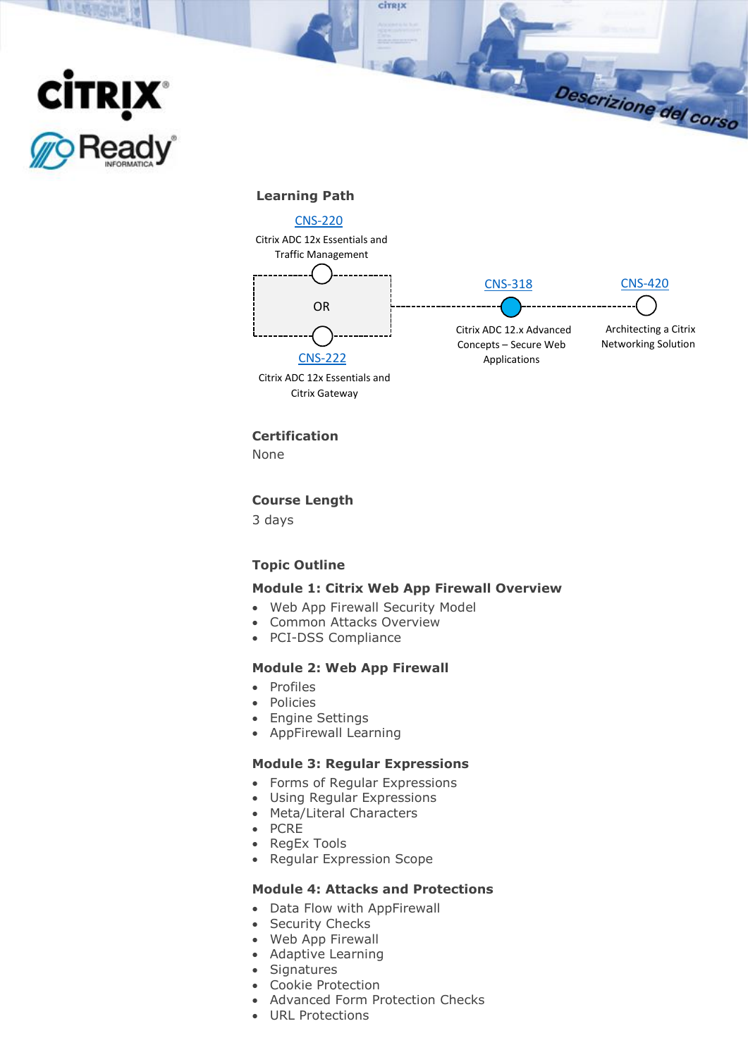## Learning Path

[CNS-220](#)
Citrix ADC 12x Essentials and Traffic Management

OR

[CNS-222](#)
Citrix ADC 12x Essentials and Citrix Gateway

[CNS-318](#)
Citrix ADC 12.x Advanced Concepts – Secure Web Applications

[CNS-420](#)
Architecting a Citrix Networking Solution

## Certification

None

## Course Length

3 days

## Topic Outline

### Module 1: Citrix Web App Firewall Overview

- Web App Firewall Security Model
- Common Attacks Overview
- PCI-DSS Compliance

### Module 2: Web App Firewall

- Profiles
- Policies
- Engine Settings
- AppFirewall Learning

### Module 3: Regular Expressions

- Forms of Regular Expressions
- Using Regular Expressions
- Meta/Literal Characters
- PCRE
- RegEx Tools
- Regular Expression Scope

### Module 4: Attacks and Protections

- Data Flow with AppFirewall
- Security Checks
- Web App Firewall
- Adaptive Learning
- Signatures
- Cookie Protection
- Advanced Form Protection Checks
- URL Protections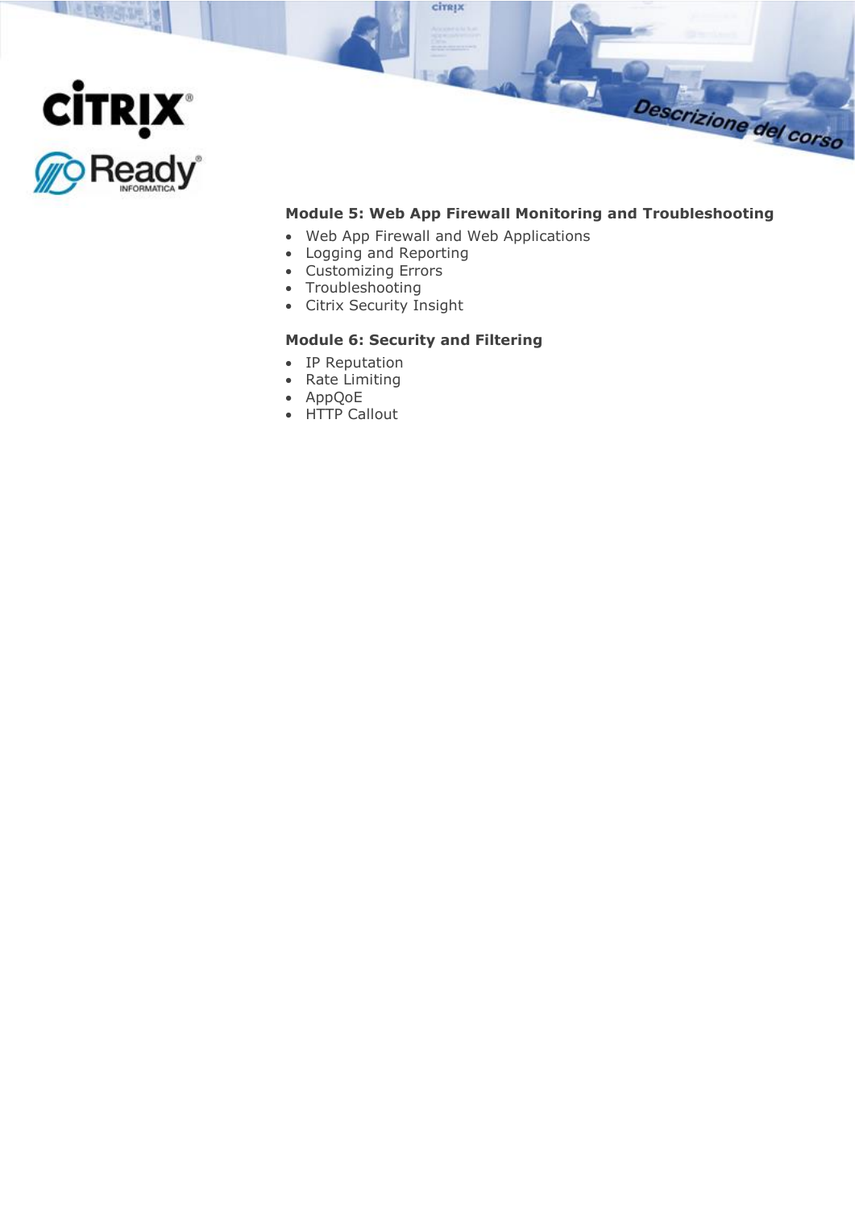### Module 5: Web App Firewall Monitoring and Troubleshooting

- Web App Firewall and Web Applications
- Logging and Reporting
- Customizing Errors
- Troubleshooting
- Citrix Security Insight

### Module 6: Security and Filtering

- IP Reputation
- Rate Limiting
- AppQoE
- HTTP Callout